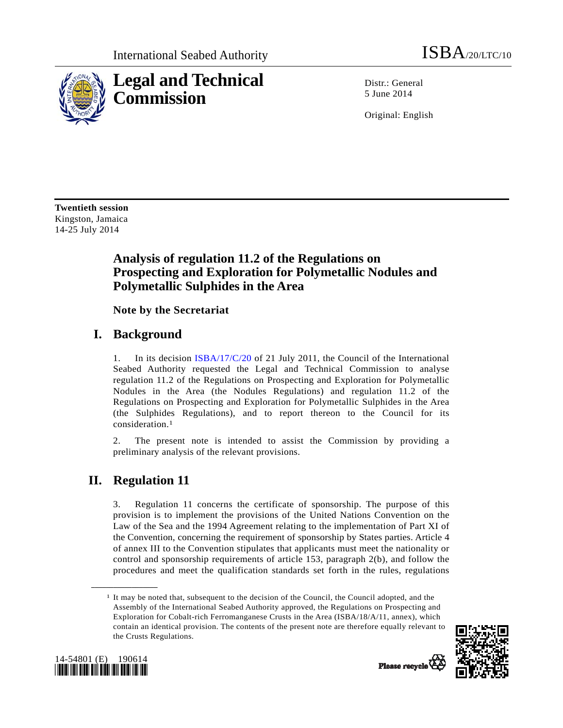International Seabed Authority ISBA/20/LTC/10

# Legal and Technical Commission

Distr.: General
5 June 2014

Original: English

**Twentieth session**
Kingston, Jamaica
14-25 July 2014

## Analysis of regulation 11.2 of the Regulations on Prospecting and Exploration for Polymetallic Nodules and Polymetallic Sulphides in the Area

### Note by the Secretariat

## I. Background

1. In its decision ISBA/17/C/20 of 21 July 2011, the Council of the International Seabed Authority requested the Legal and Technical Commission to analyse regulation 11.2 of the Regulations on Prospecting and Exploration for Polymetallic Nodules in the Area (the Nodules Regulations) and regulation 11.2 of the Regulations on Prospecting and Exploration for Polymetallic Sulphides in the Area (the Sulphides Regulations), and to report thereon to the Council for its consideration.[1]

2. The present note is intended to assist the Commission by providing a preliminary analysis of the relevant provisions.

## II. Regulation 11

3. Regulation 11 concerns the certificate of sponsorship. The purpose of this provision is to implement the provisions of the United Nations Convention on the Law of the Sea and the 1994 Agreement relating to the implementation of Part XI of the Convention, concerning the requirement of sponsorship by States parties. Article 4 of annex III to the Convention stipulates that applicants must meet the nationality or control and sponsorship requirements of article 153, paragraph 2(b), and follow the procedures and meet the qualification standards set forth in the rules, regulations

---

[1] It may be noted that, subsequent to the decision of the Council, the Council adopted, and the Assembly of the International Seabed Authority approved, the Regulations on Prospecting and Exploration for Cobalt-rich Ferromanganese Crusts in the Area (ISBA/18/A/11, annex), which contain an identical provision. The contents of the present note are therefore equally relevant to the Crusts Regulations.

14-54801 (E) 190614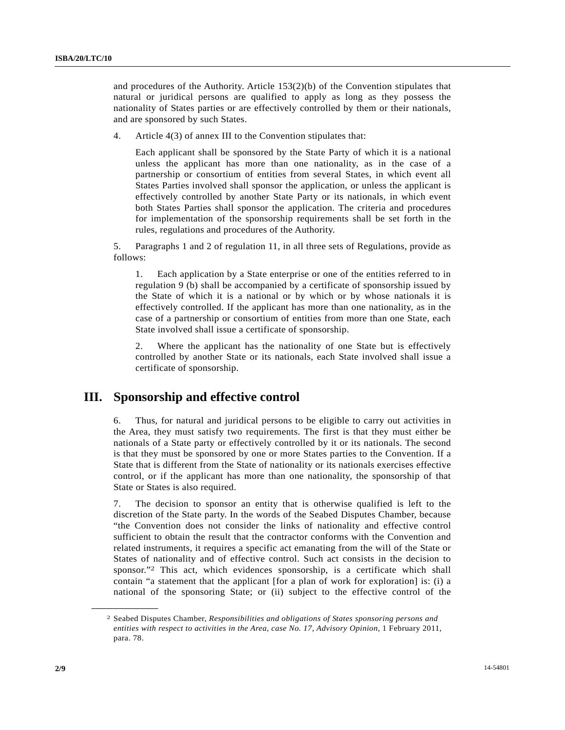and procedures of the Authority. Article 153(2)(b) of the Convention stipulates that natural or juridical persons are qualified to apply as long as they possess the nationality of States parties or are effectively controlled by them or their nationals, and are sponsored by such States.

4. Article 4(3) of annex III to the Convention stipulates that:

> Each applicant shall be sponsored by the State Party of which it is a national unless the applicant has more than one nationality, as in the case of a partnership or consortium of entities from several States, in which event all States Parties involved shall sponsor the application, or unless the applicant is effectively controlled by another State Party or its nationals, in which event both States Parties shall sponsor the application. The criteria and procedures for implementation of the sponsorship requirements shall be set forth in the rules, regulations and procedures of the Authority.

5. Paragraphs 1 and 2 of regulation 11, in all three sets of Regulations, provide as follows:

> 1. Each application by a State enterprise or one of the entities referred to in regulation 9 (b) shall be accompanied by a certificate of sponsorship issued by the State of which it is a national or by which or by whose nationals it is effectively controlled. If the applicant has more than one nationality, as in the case of a partnership or consortium of entities from more than one State, each State involved shall issue a certificate of sponsorship.
>
> 2. Where the applicant has the nationality of one State but is effectively controlled by another State or its nationals, each State involved shall issue a certificate of sponsorship.

# III. Sponsorship and effective control

6. Thus, for natural and juridical persons to be eligible to carry out activities in the Area, they must satisfy two requirements. The first is that they must either be nationals of a State party or effectively controlled by it or its nationals. The second is that they must be sponsored by one or more States parties to the Convention. If a State that is different from the State of nationality or its nationals exercises effective control, or if the applicant has more than one nationality, the sponsorship of that State or States is also required.

7. The decision to sponsor an entity that is otherwise qualified is left to the discretion of the State party. In the words of the Seabed Disputes Chamber, because "the Convention does not consider the links of nationality and effective control sufficient to obtain the result that the contractor conforms with the Convention and related instruments, it requires a specific act emanating from the will of the State or States of nationality and of effective control. Such act consists in the decision to sponsor."[2] This act, which evidences sponsorship, is a certificate which shall contain "a statement that the applicant [for a plan of work for exploration] is: (i) a national of the sponsoring State; or (ii) subject to the effective control of the

---

[2] Seabed Disputes Chamber, *Responsibilities and obligations of States sponsoring persons and entities with respect to activities in the Area, case No. 17, Advisory Opinion*, 1 February 2011, para. 78.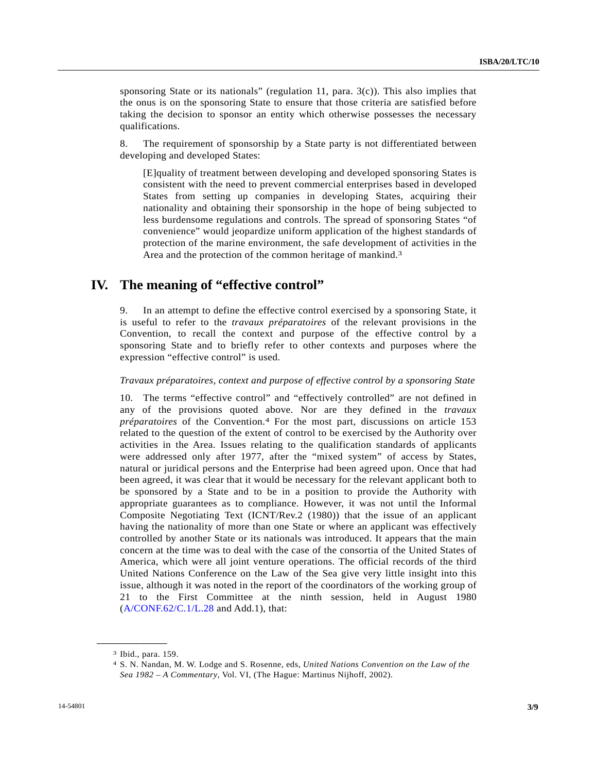sponsoring State or its nationals" (regulation 11, para. 3(c)). This also implies that the onus is on the sponsoring State to ensure that those criteria are satisfied before taking the decision to sponsor an entity which otherwise possesses the necessary qualifications.

8. The requirement of sponsorship by a State party is not differentiated between developing and developed States:

> [E]quality of treatment between developing and developed sponsoring States is consistent with the need to prevent commercial enterprises based in developed States from setting up companies in developing States, acquiring their nationality and obtaining their sponsorship in the hope of being subjected to less burdensome regulations and controls. The spread of sponsoring States "of convenience" would jeopardize uniform application of the highest standards of protection of the marine environment, the safe development of activities in the Area and the protection of the common heritage of mankind.[3]

# IV. The meaning of "effective control"

9. In an attempt to define the effective control exercised by a sponsoring State, it is useful to refer to the *travaux préparatoires* of the relevant provisions in the Convention, to recall the context and purpose of the effective control by a sponsoring State and to briefly refer to other contexts and purposes where the expression "effective control" is used.

*Travaux préparatoires, context and purpose of effective control by a sponsoring State*

10. The terms "effective control" and "effectively controlled" are not defined in any of the provisions quoted above. Nor are they defined in the *travaux préparatoires* of the Convention.[4] For the most part, discussions on article 153 related to the question of the extent of control to be exercised by the Authority over activities in the Area. Issues relating to the qualification standards of applicants were addressed only after 1977, after the "mixed system" of access by States, natural or juridical persons and the Enterprise had been agreed upon. Once that had been agreed, it was clear that it would be necessary for the relevant applicant both to be sponsored by a State and to be in a position to provide the Authority with appropriate guarantees as to compliance. However, it was not until the Informal Composite Negotiating Text (ICNT/Rev.2 (1980)) that the issue of an applicant having the nationality of more than one State or where an applicant was effectively controlled by another State or its nationals was introduced. It appears that the main concern at the time was to deal with the case of the consortia of the United States of America, which were all joint venture operations. The official records of the third United Nations Conference on the Law of the Sea give very little insight into this issue, although it was noted in the report of the coordinators of the working group of 21 to the First Committee at the ninth session, held in August 1980 (A/CONF.62/C.1/L.28 and Add.1), that:

---

[3] Ibid., para. 159.

[4] S. N. Nandan, M. W. Lodge and S. Rosenne, eds, *United Nations Convention on the Law of the Sea 1982 – A Commentary*, Vol. VI, (The Hague: Martinus Nijhoff, 2002).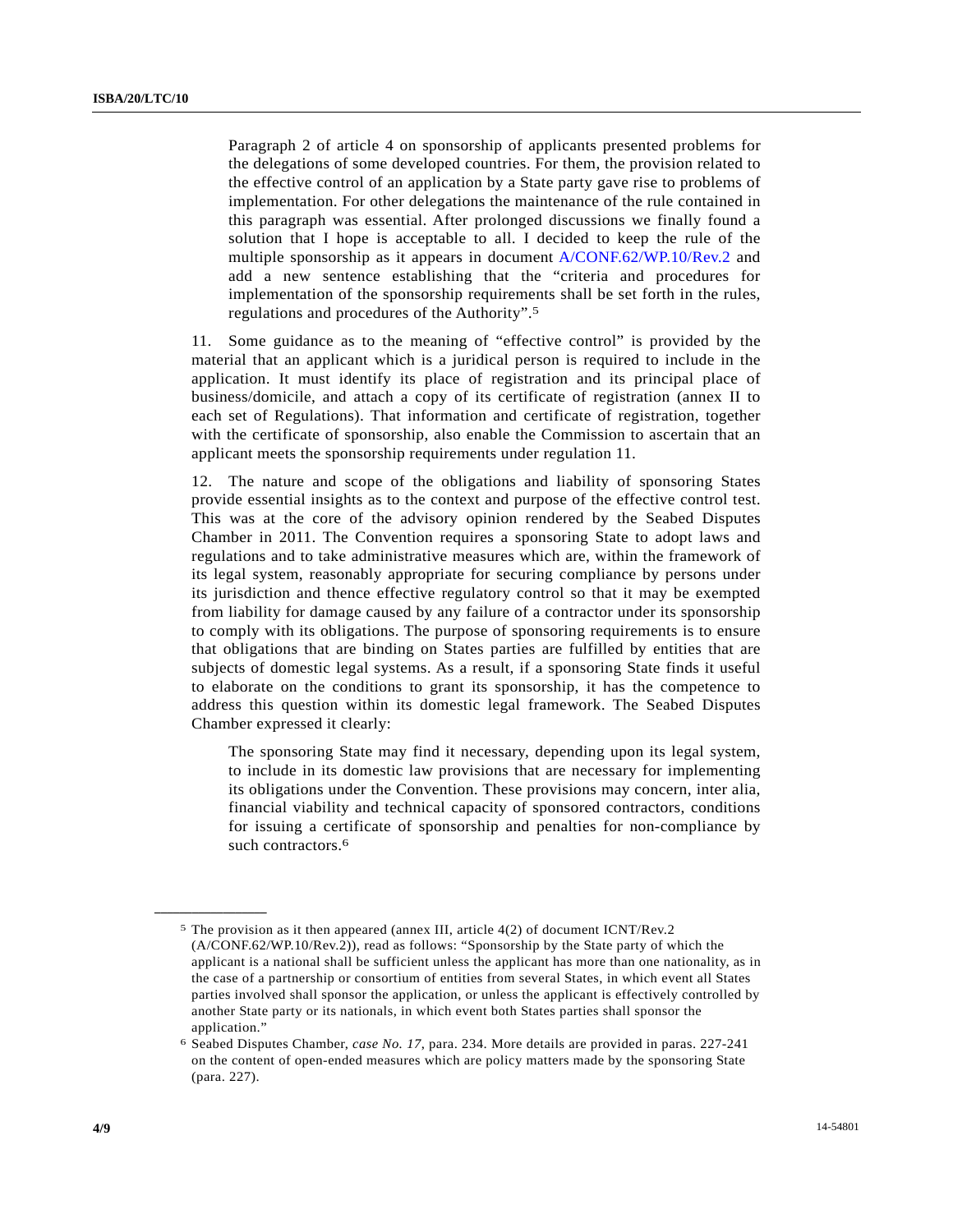> Paragraph 2 of article 4 on sponsorship of applicants presented problems for the delegations of some developed countries. For them, the provision related to the effective control of an application by a State party gave rise to problems of implementation. For other delegations the maintenance of the rule contained in this paragraph was essential. After prolonged discussions we finally found a solution that I hope is acceptable to all. I decided to keep the rule of the multiple sponsorship as it appears in document A/CONF.62/WP.10/Rev.2 and add a new sentence establishing that the "criteria and procedures for implementation of the sponsorship requirements shall be set forth in the rules, regulations and procedures of the Authority".[5]

11. Some guidance as to the meaning of "effective control" is provided by the material that an applicant which is a juridical person is required to include in the application. It must identify its place of registration and its principal place of business/domicile, and attach a copy of its certificate of registration (annex II to each set of Regulations). That information and certificate of registration, together with the certificate of sponsorship, also enable the Commission to ascertain that an applicant meets the sponsorship requirements under regulation 11.

12. The nature and scope of the obligations and liability of sponsoring States provide essential insights as to the context and purpose of the effective control test. This was at the core of the advisory opinion rendered by the Seabed Disputes Chamber in 2011. The Convention requires a sponsoring State to adopt laws and regulations and to take administrative measures which are, within the framework of its legal system, reasonably appropriate for securing compliance by persons under its jurisdiction and thence effective regulatory control so that it may be exempted from liability for damage caused by any failure of a contractor under its sponsorship to comply with its obligations. The purpose of sponsoring requirements is to ensure that obligations that are binding on States parties are fulfilled by entities that are subjects of domestic legal systems. As a result, if a sponsoring State finds it useful to elaborate on the conditions to grant its sponsorship, it has the competence to address this question within its domestic legal framework. The Seabed Disputes Chamber expressed it clearly:

> The sponsoring State may find it necessary, depending upon its legal system, to include in its domestic law provisions that are necessary for implementing its obligations under the Convention. These provisions may concern, inter alia, financial viability and technical capacity of sponsored contractors, conditions for issuing a certificate of sponsorship and penalties for non-compliance by such contractors.[6]

---

[5] The provision as it then appeared (annex III, article 4(2) of document ICNT/Rev.2 (A/CONF.62/WP.10/Rev.2)), read as follows: "Sponsorship by the State party of which the applicant is a national shall be sufficient unless the applicant has more than one nationality, as in the case of a partnership or consortium of entities from several States, in which event all States parties involved shall sponsor the application, or unless the applicant is effectively controlled by another State party or its nationals, in which event both States parties shall sponsor the application."

[6] Seabed Disputes Chamber, *case No. 17*, para. 234. More details are provided in paras. 227-241 on the content of open-ended measures which are policy matters made by the sponsoring State (para. 227).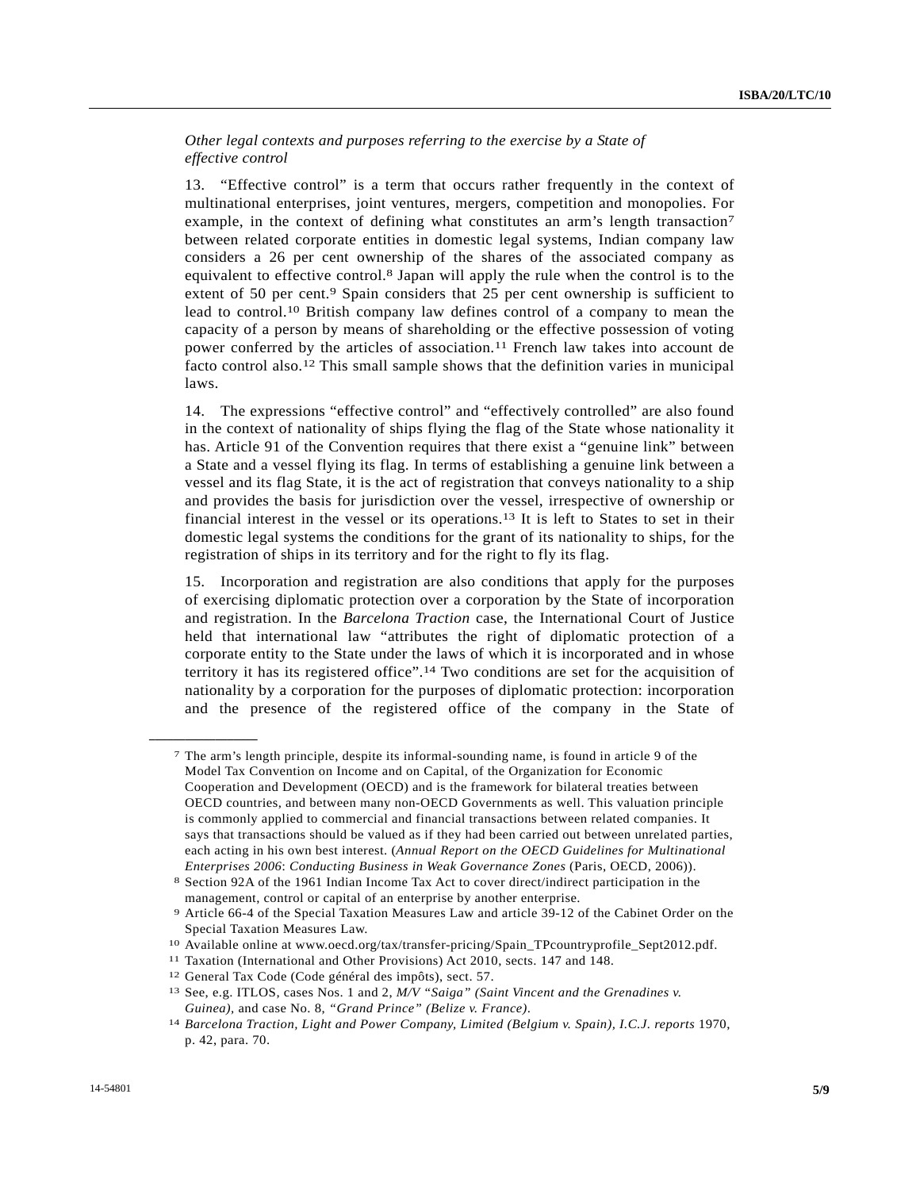*Other legal contexts and purposes referring to the exercise by a State of effective control*

13. "Effective control" is a term that occurs rather frequently in the context of multinational enterprises, joint ventures, mergers, competition and monopolies. For example, in the context of defining what constitutes an arm's length transaction[7] between related corporate entities in domestic legal systems, Indian company law considers a 26 per cent ownership of the shares of the associated company as equivalent to effective control.[8] Japan will apply the rule when the control is to the extent of 50 per cent.[9] Spain considers that 25 per cent ownership is sufficient to lead to control.[10] British company law defines control of a company to mean the capacity of a person by means of shareholding or the effective possession of voting power conferred by the articles of association.[11] French law takes into account de facto control also.[12] This small sample shows that the definition varies in municipal laws.

14. The expressions "effective control" and "effectively controlled" are also found in the context of nationality of ships flying the flag of the State whose nationality it has. Article 91 of the Convention requires that there exist a "genuine link" between a State and a vessel flying its flag. In terms of establishing a genuine link between a vessel and its flag State, it is the act of registration that conveys nationality to a ship and provides the basis for jurisdiction over the vessel, irrespective of ownership or financial interest in the vessel or its operations.[13] It is left to States to set in their domestic legal systems the conditions for the grant of its nationality to ships, for the registration of ships in its territory and for the right to fly its flag.

15. Incorporation and registration are also conditions that apply for the purposes of exercising diplomatic protection over a corporation by the State of incorporation and registration. In the *Barcelona Traction* case, the International Court of Justice held that international law "attributes the right of diplomatic protection of a corporate entity to the State under the laws of which it is incorporated and in whose territory it has its registered office".[14] Two conditions are set for the acquisition of nationality by a corporation for the purposes of diplomatic protection: incorporation and the presence of the registered office of the company in the State of

---

[7] The arm's length principle, despite its informal-sounding name, is found in article 9 of the Model Tax Convention on Income and on Capital, of the Organization for Economic Cooperation and Development (OECD) and is the framework for bilateral treaties between OECD countries, and between many non-OECD Governments as well. This valuation principle is commonly applied to commercial and financial transactions between related companies. It says that transactions should be valued as if they had been carried out between unrelated parties, each acting in his own best interest. (*Annual Report on the OECD Guidelines for Multinational Enterprises 2006*: *Conducting Business in Weak Governance Zones* (Paris, OECD, 2006)).

[8] Section 92A of the 1961 Indian Income Tax Act to cover direct/indirect participation in the management, control or capital of an enterprise by another enterprise.

[9] Article 66-4 of the Special Taxation Measures Law and article 39-12 of the Cabinet Order on the Special Taxation Measures Law.

[10] Available online at www.oecd.org/tax/transfer-pricing/Spain_TPcountryprofile_Sept2012.pdf.

[11] Taxation (International and Other Provisions) Act 2010, sects. 147 and 148.

[12] General Tax Code (Code général des impôts), sect. 57.

[13] See, e.g. ITLOS, cases Nos. 1 and 2, *M/V "Saiga" (Saint Vincent and the Grenadines v. Guinea)*, and case No. 8, *"Grand Prince" (Belize v. France)*.

[14] *Barcelona Traction, Light and Power Company, Limited (Belgium v. Spain), I.C.J. reports* 1970, p. 42, para. 70.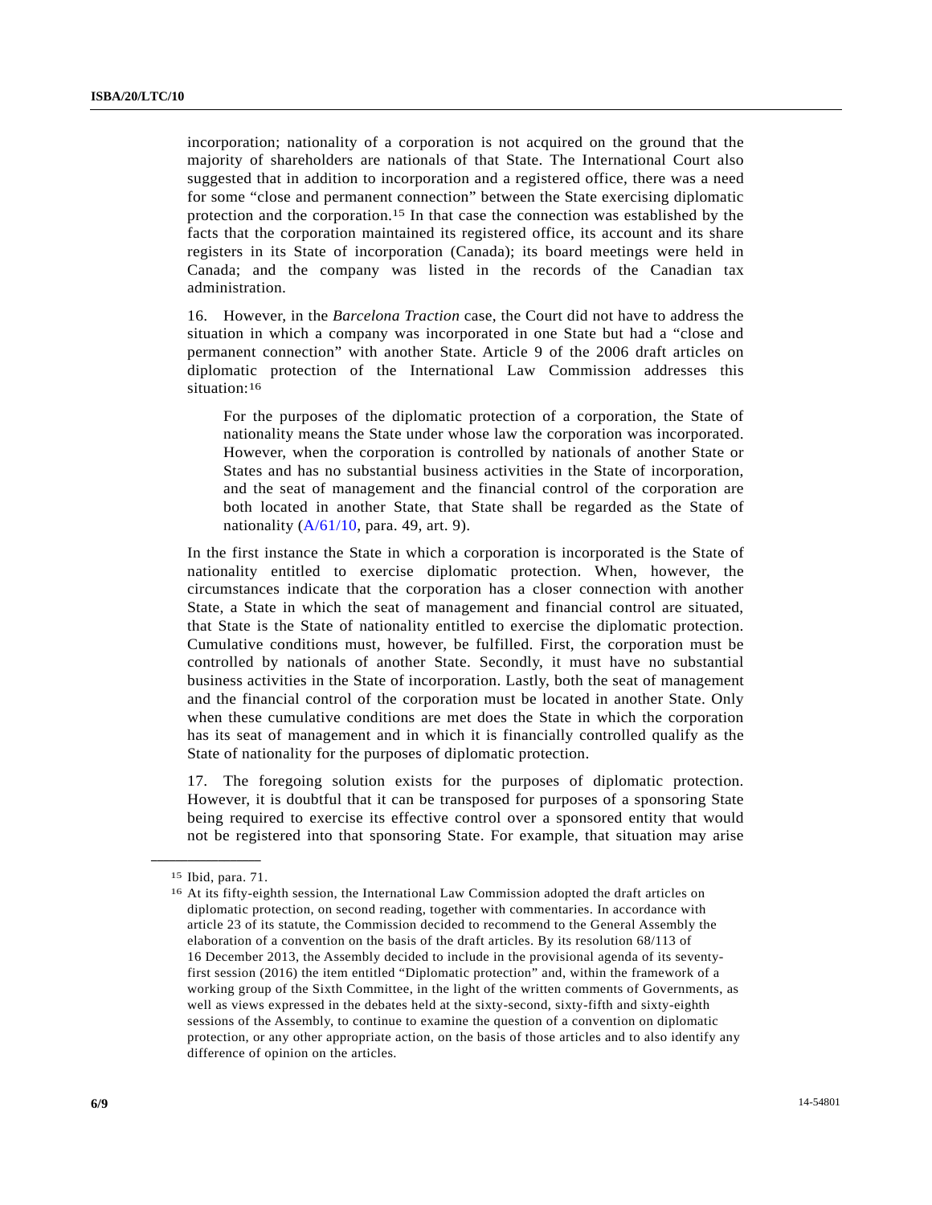incorporation; nationality of a corporation is not acquired on the ground that the majority of shareholders are nationals of that State. The International Court also suggested that in addition to incorporation and a registered office, there was a need for some "close and permanent connection" between the State exercising diplomatic protection and the corporation.[15] In that case the connection was established by the facts that the corporation maintained its registered office, its account and its share registers in its State of incorporation (Canada); its board meetings were held in Canada; and the company was listed in the records of the Canadian tax administration.

16. However, in the *Barcelona Traction* case, the Court did not have to address the situation in which a company was incorporated in one State but had a "close and permanent connection" with another State. Article 9 of the 2006 draft articles on diplomatic protection of the International Law Commission addresses this situation:[16]

> For the purposes of the diplomatic protection of a corporation, the State of nationality means the State under whose law the corporation was incorporated. However, when the corporation is controlled by nationals of another State or States and has no substantial business activities in the State of incorporation, and the seat of management and the financial control of the corporation are both located in another State, that State shall be regarded as the State of nationality (A/61/10, para. 49, art. 9).

In the first instance the State in which a corporation is incorporated is the State of nationality entitled to exercise diplomatic protection. When, however, the circumstances indicate that the corporation has a closer connection with another State, a State in which the seat of management and financial control are situated, that State is the State of nationality entitled to exercise the diplomatic protection. Cumulative conditions must, however, be fulfilled. First, the corporation must be controlled by nationals of another State. Secondly, it must have no substantial business activities in the State of incorporation. Lastly, both the seat of management and the financial control of the corporation must be located in another State. Only when these cumulative conditions are met does the State in which the corporation has its seat of management and in which it is financially controlled qualify as the State of nationality for the purposes of diplomatic protection.

17. The foregoing solution exists for the purposes of diplomatic protection. However, it is doubtful that it can be transposed for purposes of a sponsoring State being required to exercise its effective control over a sponsored entity that would not be registered into that sponsoring State. For example, that situation may arise

---

[15] Ibid, para. 71.

[16] At its fifty-eighth session, the International Law Commission adopted the draft articles on diplomatic protection, on second reading, together with commentaries. In accordance with article 23 of its statute, the Commission decided to recommend to the General Assembly the elaboration of a convention on the basis of the draft articles. By its resolution 68/113 of 16 December 2013, the Assembly decided to include in the provisional agenda of its seventy-first session (2016) the item entitled "Diplomatic protection" and, within the framework of a working group of the Sixth Committee, in the light of the written comments of Governments, as well as views expressed in the debates held at the sixty-second, sixty-fifth and sixty-eighth sessions of the Assembly, to continue to examine the question of a convention on diplomatic protection, or any other appropriate action, on the basis of those articles and to also identify any difference of opinion on the articles.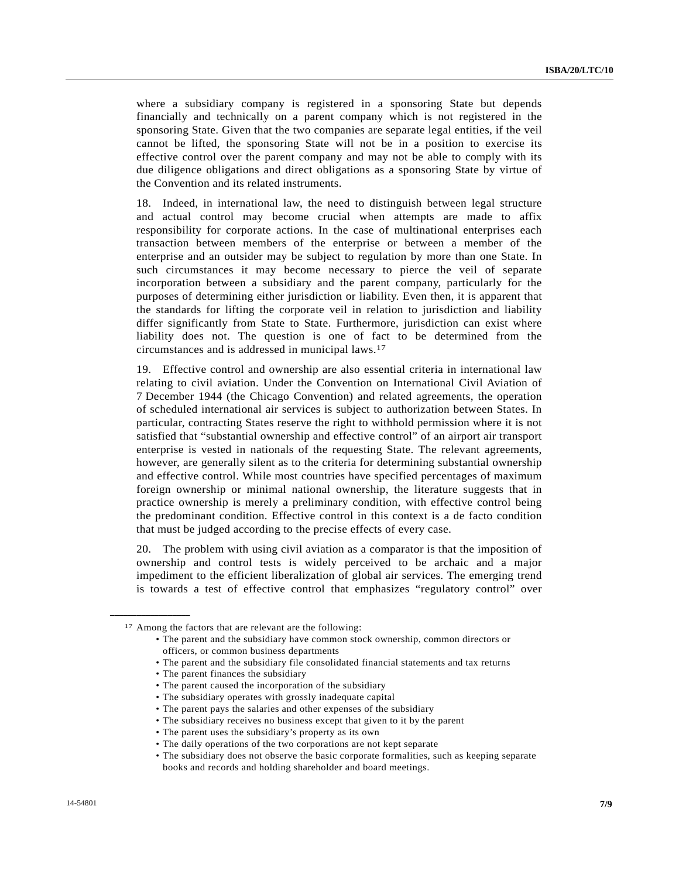where a subsidiary company is registered in a sponsoring State but depends financially and technically on a parent company which is not registered in the sponsoring State. Given that the two companies are separate legal entities, if the veil cannot be lifted, the sponsoring State will not be in a position to exercise its effective control over the parent company and may not be able to comply with its due diligence obligations and direct obligations as a sponsoring State by virtue of the Convention and its related instruments.

18. Indeed, in international law, the need to distinguish between legal structure and actual control may become crucial when attempts are made to affix responsibility for corporate actions. In the case of multinational enterprises each transaction between members of the enterprise or between a member of the enterprise and an outsider may be subject to regulation by more than one State. In such circumstances it may become necessary to pierce the veil of separate incorporation between a subsidiary and the parent company, particularly for the purposes of determining either jurisdiction or liability. Even then, it is apparent that the standards for lifting the corporate veil in relation to jurisdiction and liability differ significantly from State to State. Furthermore, jurisdiction can exist where liability does not. The question is one of fact to be determined from the circumstances and is addressed in municipal laws.[17]

19. Effective control and ownership are also essential criteria in international law relating to civil aviation. Under the Convention on International Civil Aviation of 7 December 1944 (the Chicago Convention) and related agreements, the operation of scheduled international air services is subject to authorization between States. In particular, contracting States reserve the right to withhold permission where it is not satisfied that "substantial ownership and effective control" of an airport air transport enterprise is vested in nationals of the requesting State. The relevant agreements, however, are generally silent as to the criteria for determining substantial ownership and effective control. While most countries have specified percentages of maximum foreign ownership or minimal national ownership, the literature suggests that in practice ownership is merely a preliminary condition, with effective control being the predominant condition. Effective control in this context is a de facto condition that must be judged according to the precise effects of every case.

20. The problem with using civil aviation as a comparator is that the imposition of ownership and control tests is widely perceived to be archaic and a major impediment to the efficient liberalization of global air services. The emerging trend is towards a test of effective control that emphasizes "regulatory control" over

---

[17] Among the factors that are relevant are the following:

- The parent and the subsidiary have common stock ownership, common directors or officers, or common business departments
- The parent and the subsidiary file consolidated financial statements and tax returns
- The parent finances the subsidiary
- The parent caused the incorporation of the subsidiary
- The subsidiary operates with grossly inadequate capital
- The parent pays the salaries and other expenses of the subsidiary
- The subsidiary receives no business except that given to it by the parent
- The parent uses the subsidiary's property as its own
- The daily operations of the two corporations are not kept separate
- The subsidiary does not observe the basic corporate formalities, such as keeping separate books and records and holding shareholder and board meetings.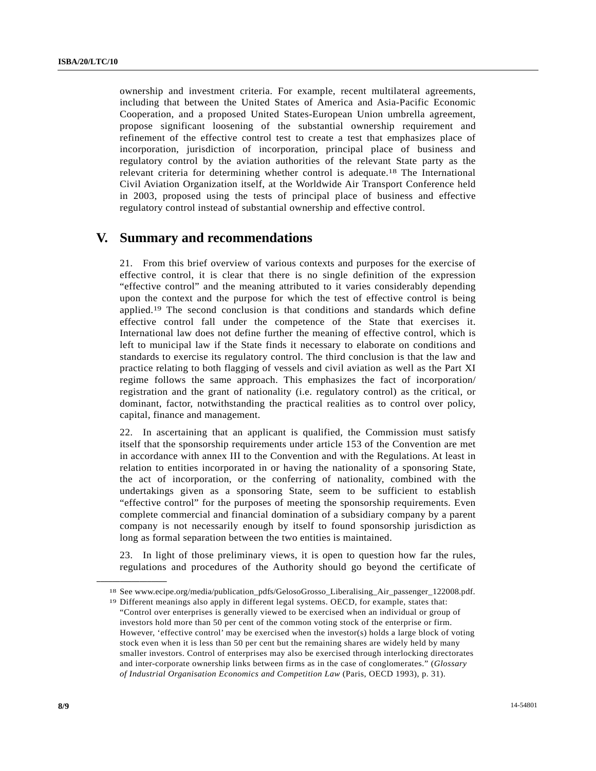ownership and investment criteria. For example, recent multilateral agreements, including that between the United States of America and Asia-Pacific Economic Cooperation, and a proposed United States-European Union umbrella agreement, propose significant loosening of the substantial ownership requirement and refinement of the effective control test to create a test that emphasizes place of incorporation, jurisdiction of incorporation, principal place of business and regulatory control by the aviation authorities of the relevant State party as the relevant criteria for determining whether control is adequate.[18] The International Civil Aviation Organization itself, at the Worldwide Air Transport Conference held in 2003, proposed using the tests of principal place of business and effective regulatory control instead of substantial ownership and effective control.

## V. Summary and recommendations

21. From this brief overview of various contexts and purposes for the exercise of effective control, it is clear that there is no single definition of the expression "effective control" and the meaning attributed to it varies considerably depending upon the context and the purpose for which the test of effective control is being applied.[19] The second conclusion is that conditions and standards which define effective control fall under the competence of the State that exercises it. International law does not define further the meaning of effective control, which is left to municipal law if the State finds it necessary to elaborate on conditions and standards to exercise its regulatory control. The third conclusion is that the law and practice relating to both flagging of vessels and civil aviation as well as the Part XI regime follows the same approach. This emphasizes the fact of incorporation/ registration and the grant of nationality (i.e. regulatory control) as the critical, or dominant, factor, notwithstanding the practical realities as to control over policy, capital, finance and management.

22. In ascertaining that an applicant is qualified, the Commission must satisfy itself that the sponsorship requirements under article 153 of the Convention are met in accordance with annex III to the Convention and with the Regulations. At least in relation to entities incorporated in or having the nationality of a sponsoring State, the act of incorporation, or the conferring of nationality, combined with the undertakings given as a sponsoring State, seem to be sufficient to establish "effective control" for the purposes of meeting the sponsorship requirements. Even complete commercial and financial domination of a subsidiary company by a parent company is not necessarily enough by itself to found sponsorship jurisdiction as long as formal separation between the two entities is maintained.

23. In light of those preliminary views, it is open to question how far the rules, regulations and procedures of the Authority should go beyond the certificate of

---

[18] See www.ecipe.org/media/publication_pdfs/GelosoGrosso_Liberalising_Air_passenger_122008.pdf.

[19] Different meanings also apply in different legal systems. OECD, for example, states that: "Control over enterprises is generally viewed to be exercised when an individual or group of investors hold more than 50 per cent of the common voting stock of the enterprise or firm. However, 'effective control' may be exercised when the investor(s) holds a large block of voting stock even when it is less than 50 per cent but the remaining shares are widely held by many smaller investors. Control of enterprises may also be exercised through interlocking directorates and inter-corporate ownership links between firms as in the case of conglomerates." (*Glossary of Industrial Organisation Economics and Competition Law* (Paris, OECD 1993), p. 31).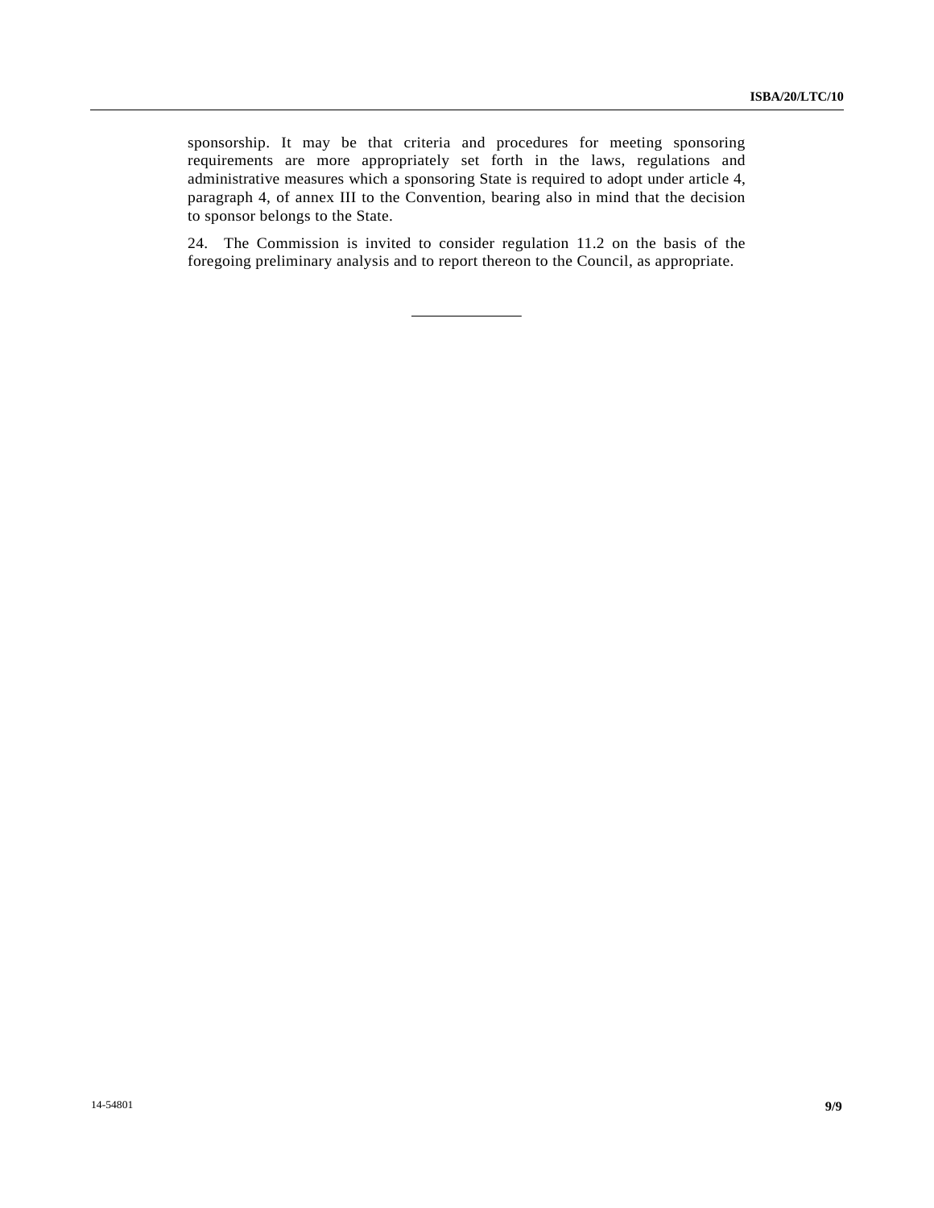sponsorship. It may be that criteria and procedures for meeting sponsoring requirements are more appropriately set forth in the laws, regulations and administrative measures which a sponsoring State is required to adopt under article 4, paragraph 4, of annex III to the Convention, bearing also in mind that the decision to sponsor belongs to the State.

24. The Commission is invited to consider regulation 11.2 on the basis of the foregoing preliminary analysis and to report thereon to the Council, as appropriate.